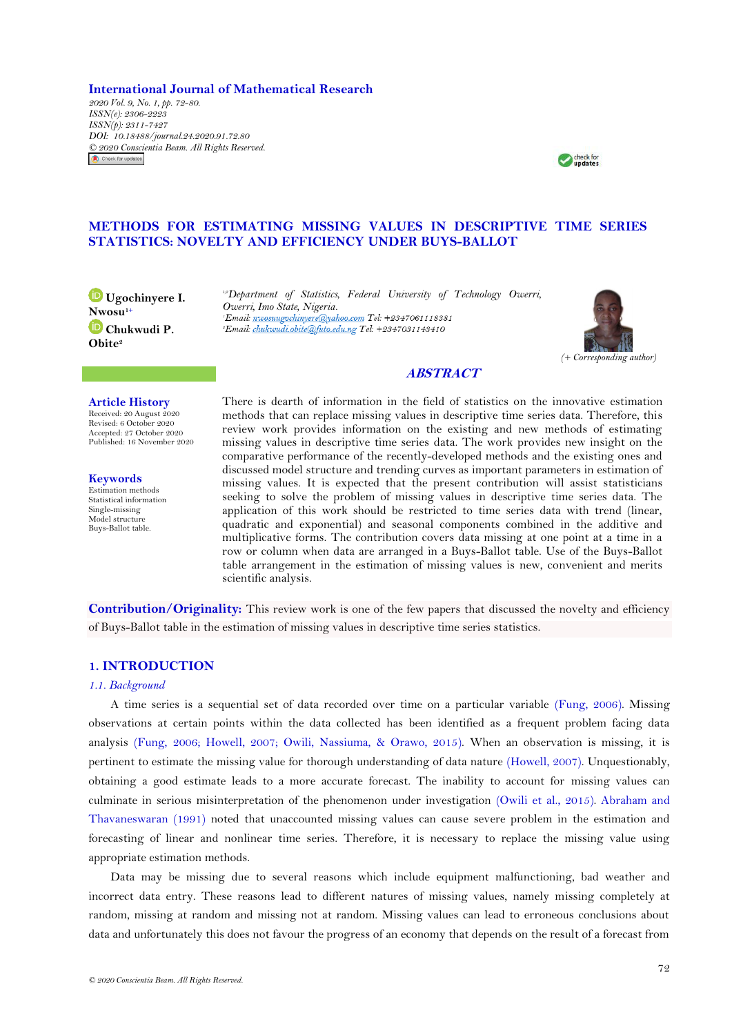**International Journal of Mathematical Research**

*2020 Vol. 9, No. 1, pp. 72-80.*
*ISSN(e): 2306-2223*
*ISSN(p): 2311-7427*
*DOI: 10.18488/journal.24.2020.91.72.80*
*© 2020 Conscientia Beam. All Rights Reserved.*

# METHODS FOR ESTIMATING MISSING VALUES IN DESCRIPTIVE TIME SERIES STATISTICS: NOVELTY AND EFFICIENCY UNDER BUYS-BALLOT

**Ugochinyere I. Nwosu**[1+]
**Chukwudi P. Obite**[2]

[1,2]*Department of Statistics, Federal University of Technology Owerri, Owerri, Imo State, Nigeria.*
[1]*Email: nwosuugochinyere@yahoo.com Tel: +2347061118381*
[2]*Email: chukwudi.obite@futo.edu.ng Tel: +2347031143410*

*(+ Corresponding author)*

### Article History
Received: 20 August 2020
Revised: 6 October 2020
Accepted: 27 October 2020
Published: 16 November 2020

### Keywords
Estimation methods
Statistical information
Single-missing
Model structure
Buys-Ballot table.

## *ABSTRACT*

There is dearth of information in the field of statistics on the innovative estimation methods that can replace missing values in descriptive time series data. Therefore, this review work provides information on the existing and new methods of estimating missing values in descriptive time series data. The work provides new insight on the comparative performance of the recently-developed methods and the existing ones and discussed model structure and trending curves as important parameters in estimation of missing values. It is expected that the present contribution will assist statisticians seeking to solve the problem of missing values in descriptive time series data. The application of this work should be restricted to time series data with trend (linear, quadratic and exponential) and seasonal components combined in the additive and multiplicative forms. The contribution covers data missing at one point at a time in a row or column when data are arranged in a Buys-Ballot table. Use of the Buys-Ballot table arrangement in the estimation of missing values is new, convenient and merits scientific analysis.

**Contribution/Originality:** This review work is one of the few papers that discussed the novelty and efficiency of Buys-Ballot table in the estimation of missing values in descriptive time series statistics.

## 1. INTRODUCTION

### *1.1. Background*

A time series is a sequential set of data recorded over time on a particular variable (Fung, 2006). Missing observations at certain points within the data collected has been identified as a frequent problem facing data analysis (Fung, 2006; Howell, 2007; Owili, Nassiuma, & Orawo, 2015). When an observation is missing, it is pertinent to estimate the missing value for thorough understanding of data nature (Howell, 2007). Unquestionably, obtaining a good estimate leads to a more accurate forecast. The inability to account for missing values can culminate in serious misinterpretation of the phenomenon under investigation (Owili et al., 2015). Abraham and Thavaneswaran (1991) noted that unaccounted missing values can cause severe problem in the estimation and forecasting of linear and nonlinear time series. Therefore, it is necessary to replace the missing value using appropriate estimation methods.

Data may be missing due to several reasons which include equipment malfunctioning, bad weather and incorrect data entry. These reasons lead to different natures of missing values, namely missing completely at random, missing at random and missing not at random. Missing values can lead to erroneous conclusions about data and unfortunately this does not favour the progress of an economy that depends on the result of a forecast from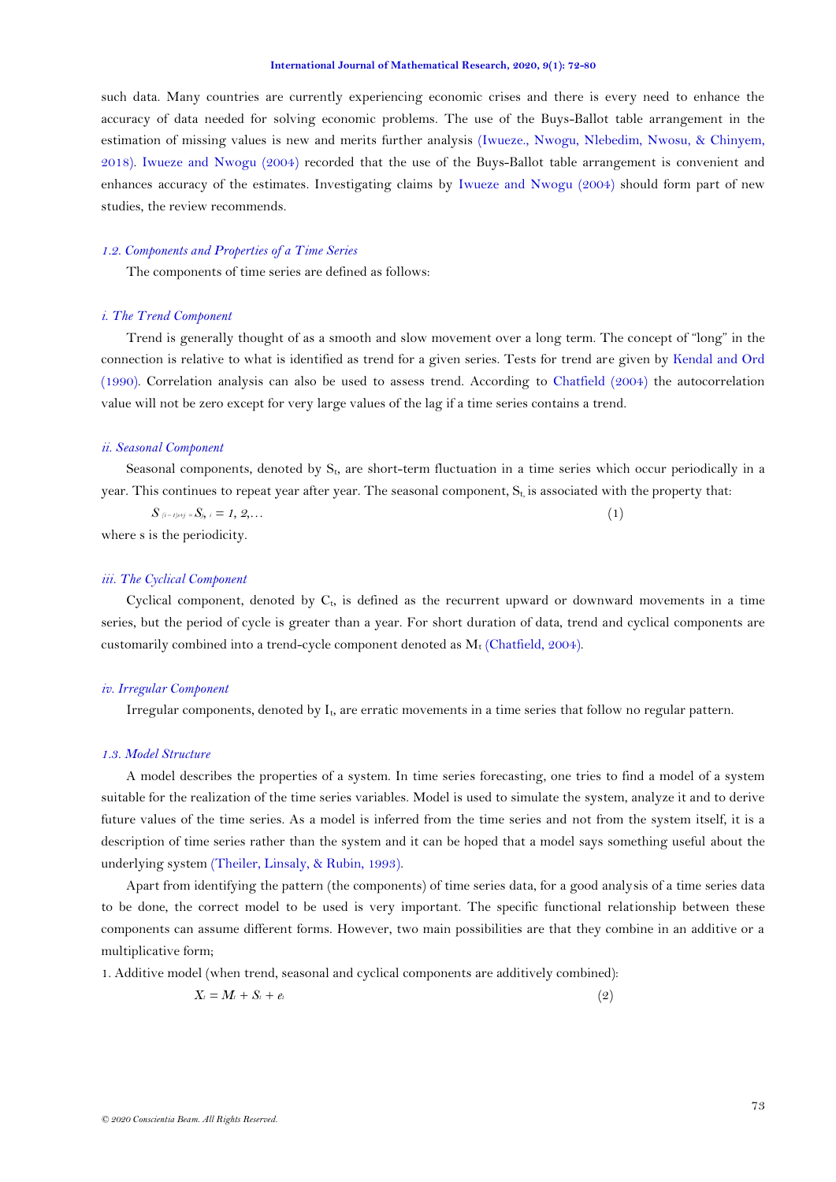such data. Many countries are currently experiencing economic crises and there is every need to enhance the accuracy of data needed for solving economic problems. The use of the Buys-Ballot table arrangement in the estimation of missing values is new and merits further analysis (Iwueze., Nwogu, Nlebedim, Nwosu, & Chinyem, 2018). Iwueze and Nwogu (2004) recorded that the use of the Buys-Ballot table arrangement is convenient and enhances accuracy of the estimates. Investigating claims by Iwueze and Nwogu (2004) should form part of new studies, the review recommends.

### *1.2. Components and Properties of a Time Series*

The components of time series are defined as follows:

#### *i. The Trend Component*

Trend is generally thought of as a smooth and slow movement over a long term. The concept of "long" in the connection is relative to what is identified as trend for a given series. Tests for trend are given by Kendal and Ord (1990). Correlation analysis can also be used to assess trend. According to Chatfield (2004) the autocorrelation value will not be zero except for very large values of the lag if a time series contains a trend.

#### *ii. Seasonal Component*

Seasonal components, denoted by $S_t$, are short-term fluctuation in a time series which occur periodically in a year. This continues to repeat year after year. The seasonal component, $S_t$, is associated with the property that:

$$S_{(i-1)s+j} = S_j,\ i = 1, 2, \ldots \qquad (1)$$

where s is the periodicity.

#### *iii. The Cyclical Component*

Cyclical component, denoted by $C_t$, is defined as the recurrent upward or downward movements in a time series, but the period of cycle is greater than a year. For short duration of data, trend and cyclical components are customarily combined into a trend-cycle component denoted as $M_t$ (Chatfield, 2004).

#### *iv. Irregular Component*

Irregular components, denoted by $I_t$, are erratic movements in a time series that follow no regular pattern.

### *1.3. Model Structure*

A model describes the properties of a system. In time series forecasting, one tries to find a model of a system suitable for the realization of the time series variables. Model is used to simulate the system, analyze it and to derive future values of the time series. As a model is inferred from the time series and not from the system itself, it is a description of time series rather than the system and it can be hoped that a model says something useful about the underlying system (Theiler, Linsaly, & Rubin, 1993).

Apart from identifying the pattern (the components) of time series data, for a good analysis of a time series data to be done, the correct model to be used is very important. The specific functional relationship between these components can assume different forms. However, two main possibilities are that they combine in an additive or a multiplicative form;

1. Additive model (when trend, seasonal and cyclical components are additively combined):

$$X_t = M_t + S_t + e_t \qquad (2)$$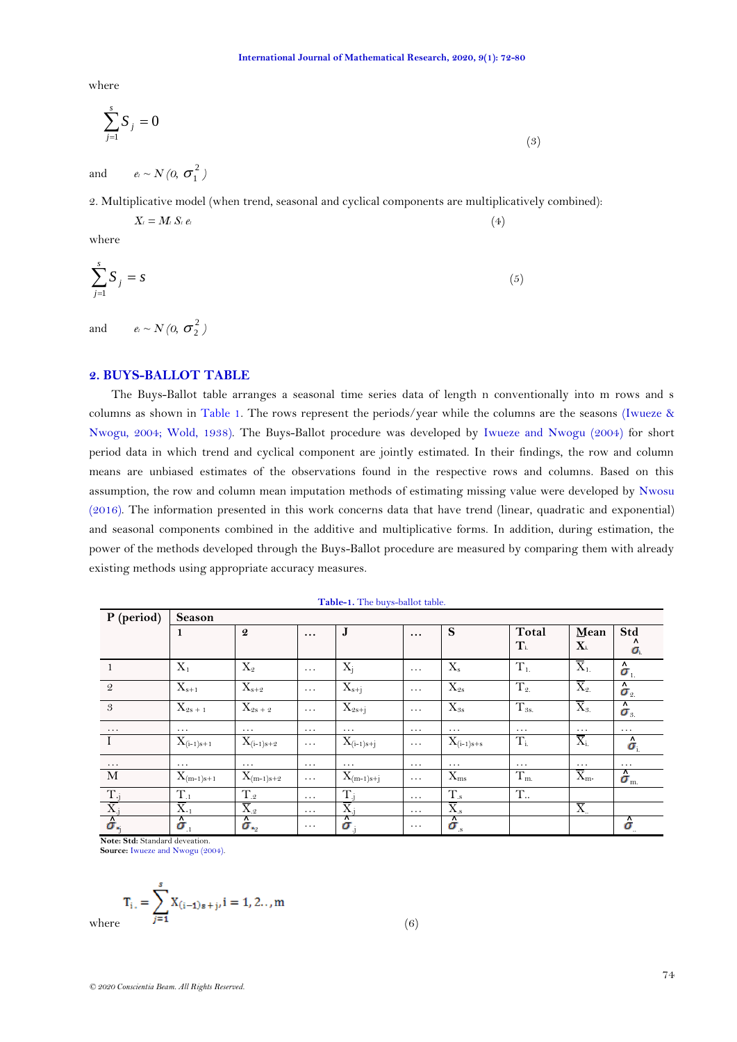where

$$\sum_{j=1}^{s} S_j = 0 \tag{3}$$

and $e_t \sim N(0, \sigma_1^2)$

2. Multiplicative model (when trend, seasonal and cyclical components are multiplicatively combined):

$$X_t = M_t S_t e_t \tag{4}$$

where

$$\sum_{j=1}^{s} S_j = s \tag{5}$$

and $e_t \sim N(0, \sigma_2^2)$

## 2. BUYS-BALLOT TABLE

The Buys-Ballot table arranges a seasonal time series data of length n conventionally into m rows and s columns as shown in Table 1. The rows represent the periods/year while the columns are the seasons (Iwueze & Nwogu, 2004; Wold, 1938). The Buys-Ballot procedure was developed by Iwueze and Nwogu (2004) for short period data in which trend and cyclical component are jointly estimated. In their findings, the row and column means are unbiased estimates of the observations found in the respective rows and columns. Based on this assumption, the row and column mean imputation methods of estimating missing value were developed by Nwosu (2016). The information presented in this work concerns data that have trend (linear, quadratic and exponential) and seasonal components combined in the additive and multiplicative forms. In addition, during estimation, the power of the methods developed through the Buys-Ballot procedure are measured by comparing them with already existing methods using appropriate accuracy measures.

**Table-1.** The buys-ballot table.

| P (period) | Season | | | | | | | | |
|---|---|---|---|---|---|---|---|---|---|
| | 1 | 2 | … | J | … | S | Total $T_{i.}$ | Mean $\bar{X}_{i.}$ | Std $\hat{\sigma}_{i.}$ |
| 1 | $X_1$ | $X_2$ | … | $X_j$ | … | $X_s$ | $T_{1.}$ | $\bar{X}_{1.}$ | $\hat{\sigma}_{1.}$ |
| 2 | $X_{s+1}$ | $X_{s+2}$ | … | $X_{s+j}$ | … | $X_{2s}$ | $T_{2.}$ | $\bar{X}_{2.}$ | $\hat{\sigma}_{2.}$ |
| 3 | $X_{2s+1}$ | $X_{2s+2}$ | … | $X_{2s+j}$ | … | $X_{3s}$ | $T_{3s.}$ | $\bar{X}_{3.}$ | $\hat{\sigma}_{3.}$ |
| … | … | … | … | … | … | … | … | … | … |
| I | $X_{(i-1)s+1}$ | $X_{(i-1)s+2}$ | … | $X_{(i-1)s+j}$ | … | $X_{(i-1)s+s}$ | $T_{i.}$ | $\bar{X}_{i.}$ | $\hat{\sigma}_{i.}$ |
| … | … | … | … | … | … | … | … | … | … |
| M | $X_{(m-1)s+1}$ | $X_{(m-1)s+2}$ | … | $X_{(m-1)s+j}$ | … | $X_{ms}$ | $T_{m.}$ | $\bar{X}_{m.}$ | $\hat{\sigma}_{m.}$ |
| $T_{.j}$ | $T_{.1}$ | $T_{.2}$ | … | $T_{.j}$ | … | $T_{.s}$ | $T_{..}$ | | |
| $\bar{X}_{.j}$ | $\bar{X}_{.1}$ | $\bar{X}_{.2}$ | … | $\bar{X}_{.j}$ | … | $\bar{X}_{.s}$ | | $\bar{X}_{..}$ | |
| $\hat{\sigma}_{*j}$ | $\hat{\sigma}_{.1}$ | $\hat{\sigma}_{*2}$ | … | $\hat{\sigma}_{.j}$ | … | $\hat{\sigma}_{.s}$ | | | $\hat{\sigma}_{..}$ |

**Note: Std:** Standard deveation.
**Source:** Iwueze and Nwogu (2004).

where

$$T_{i.} = \sum_{j=1}^{s} X_{(i-1)s+j}, i = 1, 2.., m \tag{6}$$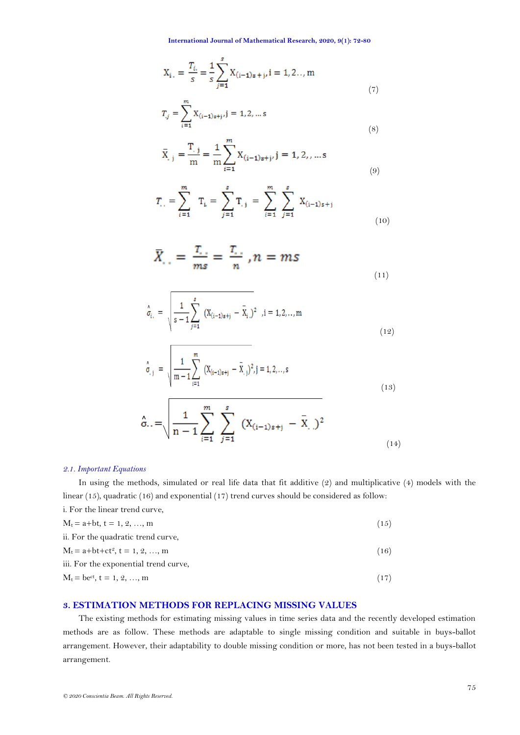$$X_{i.} = \frac{T_{i.}}{s} = \frac{1}{s}\sum_{j=1}^{s} X_{(i-1)s+j}, i = 1,2..,m \tag{7}$$

$$T_{.j} = \sum_{i=1}^{m} X_{(i-1)s+j}, j = 1,2,\ldots s \tag{8}$$

$$\bar{X}_{.j} = \frac{T_{.j}}{m} = \frac{1}{m}\sum_{i=1}^{m} X_{(i-1)s+j}, j = 1,2,,\ldots s \tag{9}$$

$$T_{..} = \sum_{i=1}^{m} T_{i.} = \sum_{j=1}^{s} T_{.j} = \sum_{i=1}^{m}\sum_{j=1}^{s} X_{(i-1)s+j} \tag{10}$$

$$\bar{X}_{..} = \frac{T_{..}}{ms} = \frac{T_{..}}{n}, n = ms \tag{11}$$

$$\hat{\sigma}_{i.} = \sqrt{\frac{1}{s-1}\sum_{j=1}^{s} (X_{(i-1)s+j} - \bar{X}_{i.})^2}, i = 1,2,..,m \tag{12}$$

$$\hat{\sigma}_{.j} = \sqrt{\frac{1}{m-1}\sum_{i=1}^{m} (X_{(i-1)s+j} - \bar{X}_{.j})^2}, j = 1,2,..,s \tag{13}$$

$$\hat{\sigma}_{..} = \sqrt{\frac{1}{n-1}\sum_{i=1}^{m}\sum_{j=1}^{s} (X_{(i-1)s+j} - \bar{X}_{..})^2} \tag{14}$$

### *2.1. Important Equations*

In using the methods, simulated or real life data that fit additive (2) and multiplicative (4) models with the linear (15), quadratic (16) and exponential (17) trend curves should be considered as follow:

i. For the linear trend curve,

$$M_t = a+bt, t = 1, 2, \ldots, m \tag{15}$$

ii. For the quadratic trend curve,

$$M_t = a+bt+ct^2, t = 1, 2, \ldots, m \tag{16}$$

iii. For the exponential trend curve,

$$M_t = be^{ct}, t = 1, 2, \ldots, m \tag{17}$$

## 3. ESTIMATION METHODS FOR REPLACING MISSING VALUES

The existing methods for estimating missing values in time series data and the recently developed estimation methods are as follow. These methods are adaptable to single missing condition and suitable in buys-ballot arrangement. However, their adaptability to double missing condition or more, has not been tested in a buys-ballot arrangement.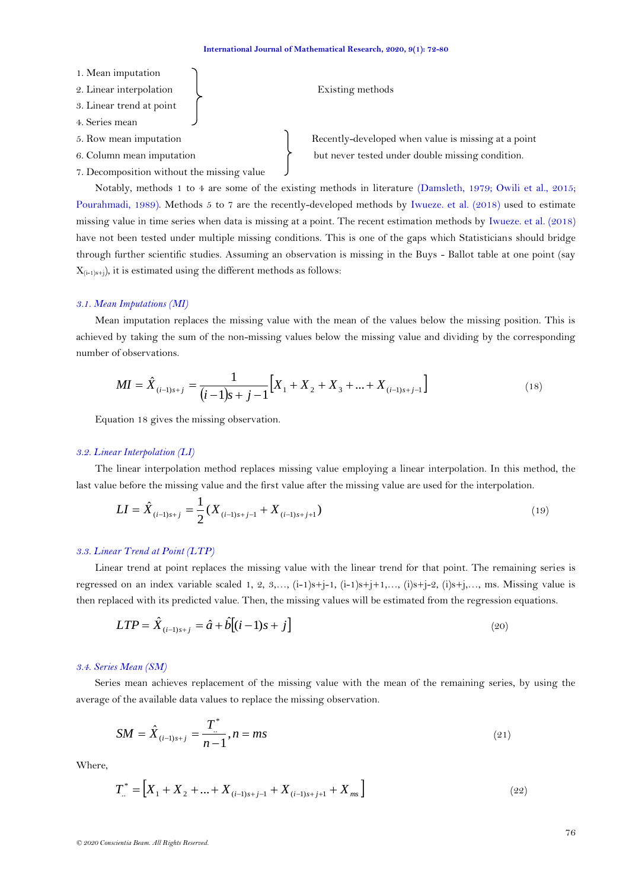1. Mean imputation
2. Linear interpolation
3. Linear trend at point
4. Series mean

} Existing methods

5. Row mean imputation
6. Column mean imputation
7. Decomposition without the missing value

} Recently-developed when value is missing at a point but never tested under double missing condition.

Notably, methods 1 to 4 are some of the existing methods in literature (Damsleth, 1979; Owili et al., 2015; Pourahmadi, 1989). Methods 5 to 7 are the recently-developed methods by Iwueze. et al. (2018) used to estimate missing value in time series when data is missing at a point. The recent estimation methods by Iwueze. et al. (2018) have not been tested under multiple missing conditions. This is one of the gaps which Statisticians should bridge through further scientific studies. Assuming an observation is missing in the Buys - Ballot table at one point (say $X_{(i-1)s+j}$), it is estimated using the different methods as follows:

### *3.1. Mean Imputations (MI)*

Mean imputation replaces the missing value with the mean of the values below the missing position. This is achieved by taking the sum of the non-missing values below the missing value and dividing by the corresponding number of observations.

$$MI = \hat{X}_{(i-1)s+j} = \frac{1}{(i-1)s+j-1}\left[X_1 + X_2 + X_3 + \ldots + X_{(i-1)s+j-1}\right] \tag{18}$$

Equation 18 gives the missing observation.

### *3.2. Linear Interpolation (LI)*

The linear interpolation method replaces missing value employing a linear interpolation. In this method, the last value before the missing value and the first value after the missing value are used for the interpolation.

$$LI = \hat{X}_{(i-1)s+j} = \frac{1}{2}(X_{(i-1)s+j-1} + X_{(i-1)s+j+1}) \tag{19}$$

### *3.3. Linear Trend at Point (LTP)*

Linear trend at point replaces the missing value with the linear trend for that point. The remaining series is regressed on an index variable scaled 1, 2, 3,…, (i-1)s+j-1, (i-1)s+j+1,…, (i)s+j-2, (i)s+j,…, ms. Missing value is then replaced with its predicted value. Then, the missing values will be estimated from the regression equations.

$$LTP = \hat{X}_{(i-1)s+j} = \hat{a} + \hat{b}\left[(i-1)s + j\right] \tag{20}$$

### *3.4. Series Mean (SM)*

Series mean achieves replacement of the missing value with the mean of the remaining series, by using the average of the available data values to replace the missing observation.

$$SM = \hat{X}_{(i-1)s+j} = \frac{T_{..}^{*}}{n-1}, n = ms \tag{21}$$

Where,

$$T_{..}^{*} = \left[X_1 + X_2 + \ldots + X_{(i-1)s+j-1} + X_{(i-1)s+j+1} + X_{ms}\right] \tag{22}$$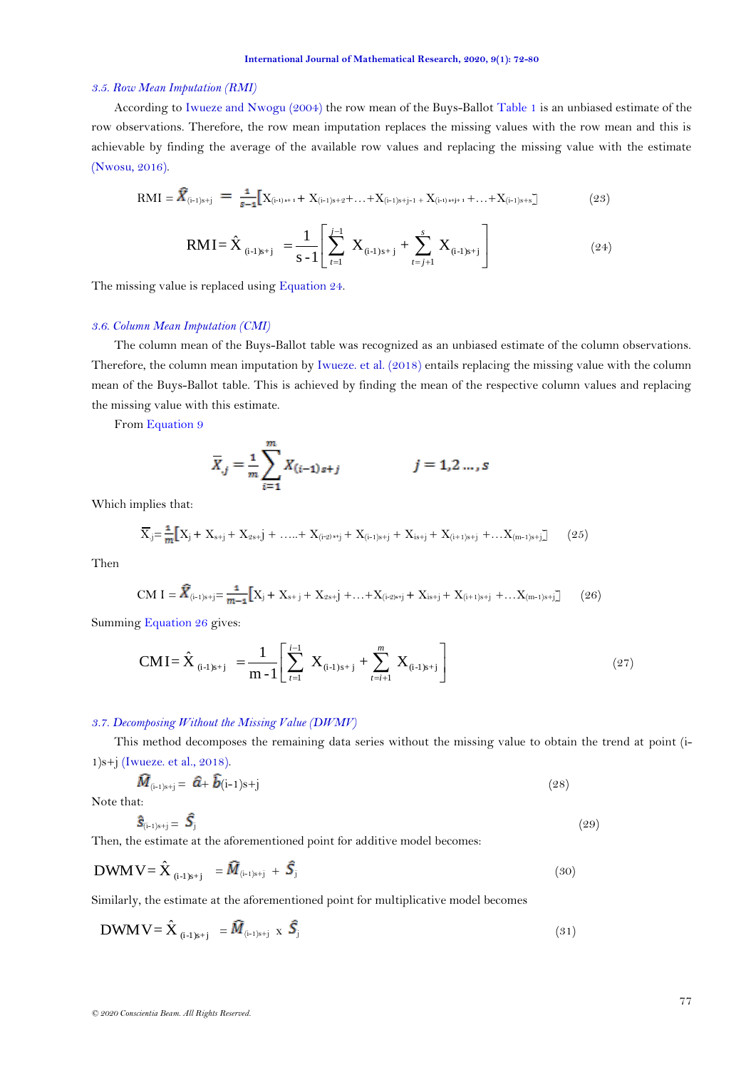### 3.5. Row Mean Imputation (RMI)

According to Iwueze and Nwogu (2004) the row mean of the Buys-Ballot Table 1 is an unbiased estimate of the row observations. Therefore, the row mean imputation replaces the missing values with the row mean and this is achievable by finding the average of the available row values and replacing the missing value with the estimate (Nwosu, 2016).

$$\text{RMI} = \hat{X}_{(i-1)s+j} = \frac{1}{s-1}\left[X_{(i-1)s+1} + X_{(i-1)s+2} + \ldots + X_{(i-1)s+j-1} + X_{(i-1)s+j+1} + \ldots + X_{(i-1)s+s}\right] \quad (23)$$

$$\text{RMI} = \hat{X}_{(i-1)s+j} = \frac{1}{s-1}\left[\sum_{t=1}^{j-1} X_{(i-1)s+j} + \sum_{t=j+1}^{s} X_{(i-1)s+j}\right] \quad (24)$$

The missing value is replaced using Equation 24.

### 3.6. Column Mean Imputation (CMI)

The column mean of the Buys-Ballot table was recognized as an unbiased estimate of the column observations. Therefore, the column mean imputation by Iwueze. et al. (2018) entails replacing the missing value with the column mean of the Buys-Ballot table. This is achieved by finding the mean of the respective column values and replacing the missing value with this estimate.

From Equation 9

$$\bar{X}_{.j} = \frac{1}{m}\sum_{i=1}^{m} X_{(i-1)s+j} \qquad\qquad j = 1,2\ldots,s$$

Which implies that:

$$\bar{X}_{j} = \frac{1}{m}\left[X_{j} + X_{s+j} + X_{2s+j} + \ldots + X_{(i-2)s+j} + X_{(i-1)s+j} + X_{is+j} + X_{(i+1)s+j} + \ldots X_{(m-1)s+j}\right] \quad (25)$$

Then

$$\text{CMI} = \hat{X}_{(i-1)s+j} = \frac{1}{m-1}\left[X_{j} + X_{s+j} + X_{2s+j} + \ldots + X_{(i-2)s+j} + X_{is+j} + X_{(i+1)s+j} + \ldots X_{(m-1)s+j}\right] \quad (26)$$

Summing Equation 26 gives:

$$\text{CMI} = \hat{X}_{(i-1)s+j} = \frac{1}{m-1}\left[\sum_{t=1}^{i-1} X_{(i-1)s+j} + \sum_{t=i+1}^{m} X_{(i-1)s+j}\right] \quad (27)$$

### 3.7. Decomposing Without the Missing Value (DWMV)

This method decomposes the remaining data series without the missing value to obtain the trend at point (i-1)s+j (Iwueze. et al., 2018).

$$\hat{M}_{(i-1)s+j} = \hat{a} + \hat{b}(i-1)s+j \quad (28)$$

Note that:

$$\hat{S}_{(i-1)s+j} = \hat{S}_{j} \quad (29)$$

Then, the estimate at the aforementioned point for additive model becomes:

$$\text{DWMV} = \hat{X}_{(i-1)s+j} = \hat{M}_{(i-1)s+j} + \hat{S}_{j} \quad (30)$$

Similarly, the estimate at the aforementioned point for multiplicative model becomes

$$\text{DWMV} = \hat{X}_{(i-1)s+j} = \hat{M}_{(i-1)s+j} \times \hat{S}_{j} \quad (31)$$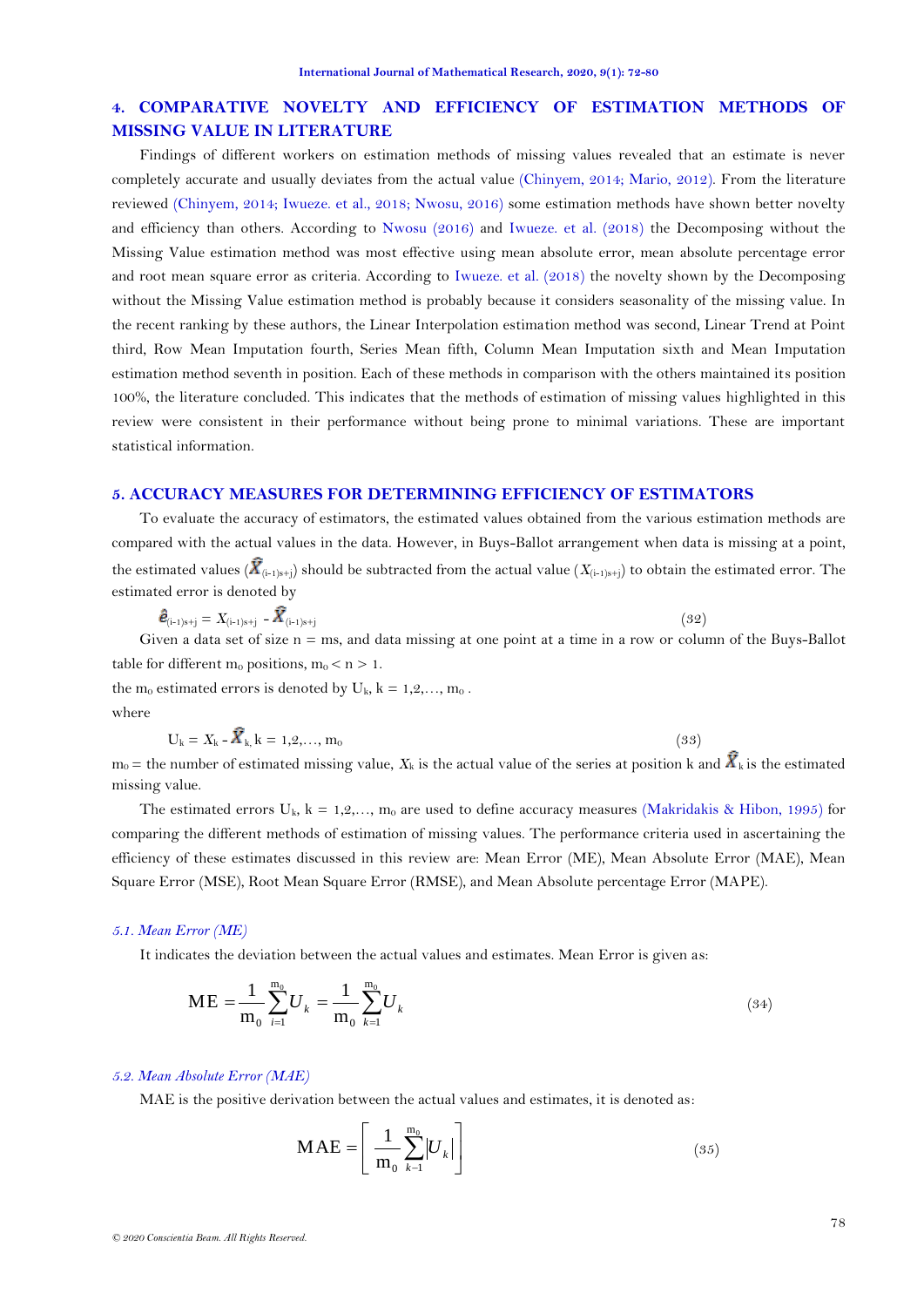## 4. COMPARATIVE NOVELTY AND EFFICIENCY OF ESTIMATION METHODS OF MISSING VALUE IN LITERATURE

Findings of different workers on estimation methods of missing values revealed that an estimate is never completely accurate and usually deviates from the actual value (Chinyem, 2014; Mario, 2012). From the literature reviewed (Chinyem, 2014; Iwueze. et al., 2018; Nwosu, 2016) some estimation methods have shown better novelty and efficiency than others. According to Nwosu (2016) and Iwueze. et al. (2018) the Decomposing without the Missing Value estimation method was most effective using mean absolute error, mean absolute percentage error and root mean square error as criteria. According to Iwueze. et al. (2018) the novelty shown by the Decomposing without the Missing Value estimation method is probably because it considers seasonality of the missing value. In the recent ranking by these authors, the Linear Interpolation estimation method was second, Linear Trend at Point third, Row Mean Imputation fourth, Series Mean fifth, Column Mean Imputation sixth and Mean Imputation estimation method seventh in position. Each of these methods in comparison with the others maintained its position 100%, the literature concluded. This indicates that the methods of estimation of missing values highlighted in this review were consistent in their performance without being prone to minimal variations. These are important statistical information.

## 5. ACCURACY MEASURES FOR DETERMINING EFFICIENCY OF ESTIMATORS

To evaluate the accuracy of estimators, the estimated values obtained from the various estimation methods are compared with the actual values in the data. However, in Buys-Ballot arrangement when data is missing at a point, the estimated values ($\hat{X}_{(i-1)s+j}$) should be subtracted from the actual value ($X_{(i-1)s+j}$) to obtain the estimated error. The estimated error is denoted by

$$\hat{e}_{(i-1)s+j} = X_{(i-1)s+j} - \hat{X}_{(i-1)s+j} \tag{32}$$

Given a data set of size $n = ms$, and data missing at one point at a time in a row or column of the Buys-Ballot table for different $m_0$ positions, $m_0 < n > 1$.

the $m_0$ estimated errors is denoted by $U_k$, $k = 1,2,\ldots, m_0$ .

where

$$U_k = X_k - \hat{X}_k, \; k = 1,2,\ldots, m_0 \tag{33}$$

$m_0$ = the number of estimated missing value, $X_k$ is the actual value of the series at position k and $\hat{X}_k$ is the estimated missing value.

The estimated errors $U_k$, $k = 1,2,\ldots, m_0$ are used to define accuracy measures (Makridakis & Hibon, 1995) for comparing the different methods of estimation of missing values. The performance criteria used in ascertaining the efficiency of these estimates discussed in this review are: Mean Error (ME), Mean Absolute Error (MAE), Mean Square Error (MSE), Root Mean Square Error (RMSE), and Mean Absolute percentage Error (MAPE).

### *5.1. Mean Error (ME)*

It indicates the deviation between the actual values and estimates. Mean Error is given as:

$$\text{ME} = \frac{1}{m_0}\sum_{i=1}^{m_0} U_k = \frac{1}{m_0}\sum_{k=1}^{m_0} U_k \tag{34}$$

### *5.2. Mean Absolute Error (MAE)*

MAE is the positive derivation between the actual values and estimates, it is denoted as:

$$\text{MAE} = \left[\frac{1}{m_0}\sum_{k-1}^{m_0} |U_k|\right] \tag{35}$$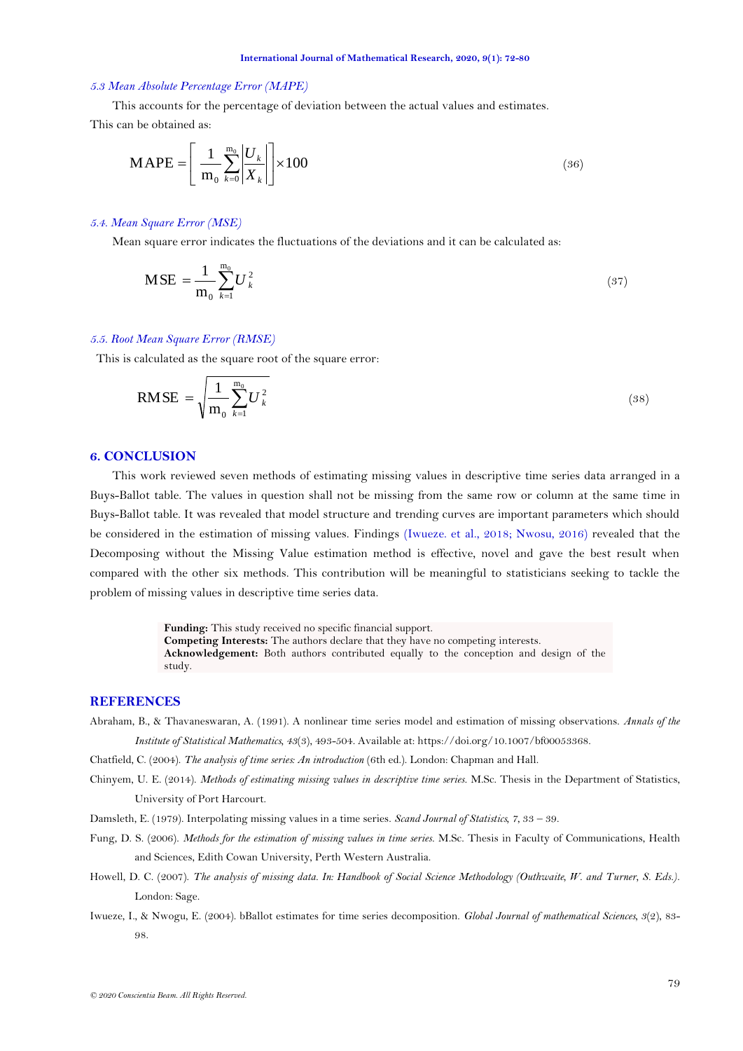### *5.3 Mean Absolute Percentage Error (MAPE)*

This accounts for the percentage of deviation between the actual values and estimates. This can be obtained as:

$$\text{MAPE} = \left[ \frac{1}{m_0} \sum_{k=0}^{m_0} \left| \frac{U_k}{X_k} \right| \right] \times 100 \tag{36}$$

### *5.4. Mean Square Error (MSE)*

Mean square error indicates the fluctuations of the deviations and it can be calculated as:

$$\text{MSE} = \frac{1}{m_0} \sum_{k=1}^{m_0} U_k^2 \tag{37}$$

### *5.5. Root Mean Square Error (RMSE)*

This is calculated as the square root of the square error:

$$\text{RMSE} = \sqrt{\frac{1}{m_0} \sum_{k=1}^{m_0} U_k^2} \tag{38}$$

## 6. CONCLUSION

This work reviewed seven methods of estimating missing values in descriptive time series data arranged in a Buys-Ballot table. The values in question shall not be missing from the same row or column at the same time in Buys-Ballot table. It was revealed that model structure and trending curves are important parameters which should be considered in the estimation of missing values. Findings (Iwueze. et al., 2018; Nwosu, 2016) revealed that the Decomposing without the Missing Value estimation method is effective, novel and gave the best result when compared with the other six methods. This contribution will be meaningful to statisticians seeking to tackle the problem of missing values in descriptive time series data.

**Funding:** This study received no specific financial support.
**Competing Interests:** The authors declare that they have no competing interests.
**Acknowledgement:** Both authors contributed equally to the conception and design of the study.

## REFERENCES

Abraham, B., & Thavaneswaran, A. (1991). A nonlinear time series model and estimation of missing observations. *Annals of the Institute of Statistical Mathematics*, *43*(3), 493-504. Available at: https://doi.org/10.1007/bf00053368.

Chatfield, C. (2004). *The analysis of time series: An introduction* (6th ed.). London: Chapman and Hall.

Chinyem, U. E. (2014). *Methods of estimating missing values in descriptive time series.* M.Sc. Thesis in the Department of Statistics, University of Port Harcourt.

Damsleth, E. (1979). Interpolating missing values in a time series. *Scand Journal of Statistics*, *7*, 33 – 39.

Fung, D. S. (2006). *Methods for the estimation of missing values in time series.* M.Sc. Thesis in Faculty of Communications, Health and Sciences, Edith Cowan University, Perth Western Australia.

Howell, D. C. (2007). *The analysis of missing data. In: Handbook of Social Science Methodology (Outhwaite, W. and Turner, S. Eds.).* London: Sage.

Iwueze, I., & Nwogu, E. (2004). bBallot estimates for time series decomposition. *Global Journal of mathematical Sciences*, *3*(2), 83-98.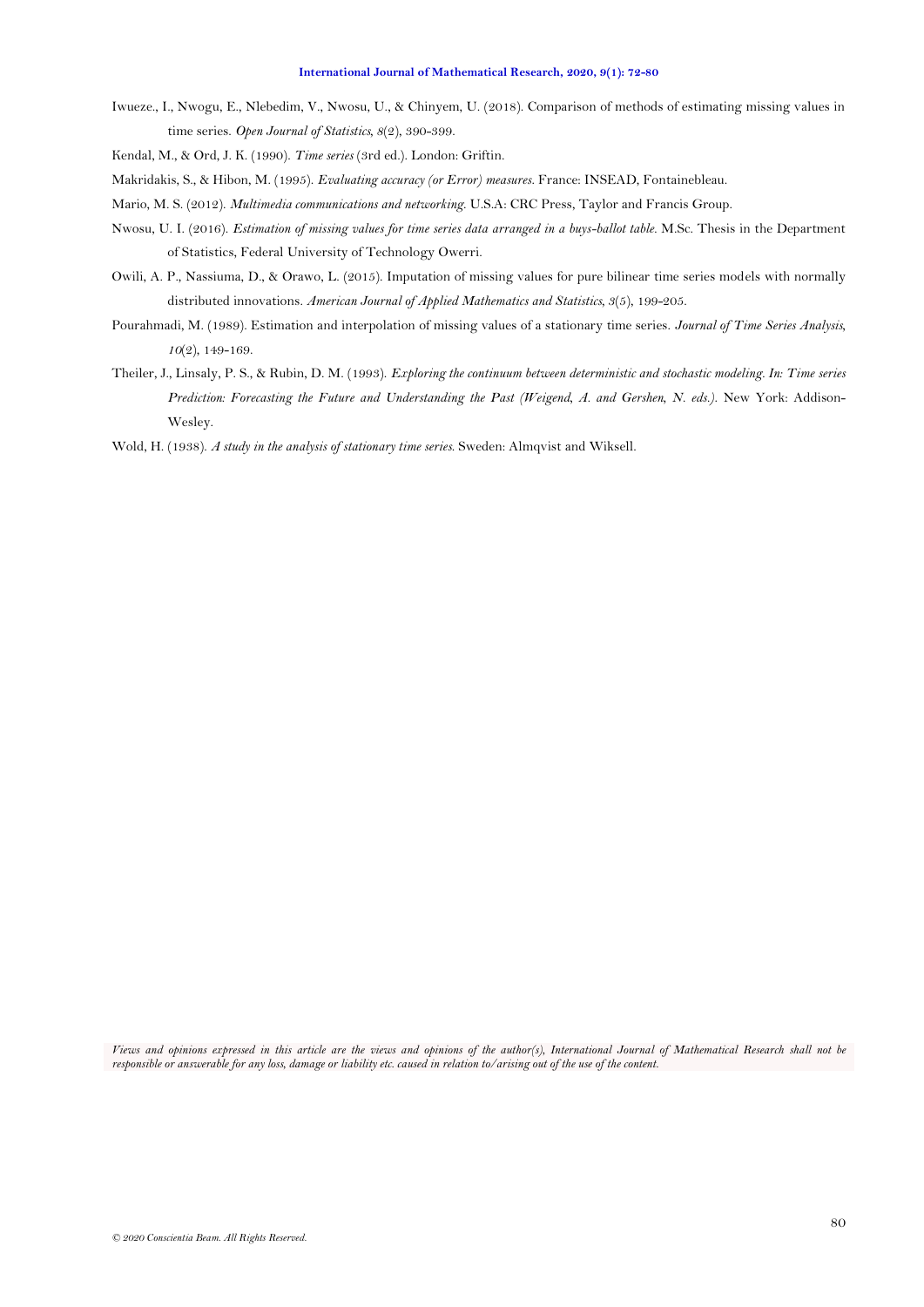Iwueze., I., Nwogu, E., Nlebedim, V., Nwosu, U., & Chinyem, U. (2018). Comparison of methods of estimating missing values in time series. *Open Journal of Statistics, 8*(2), 390-399.

Kendal, M., & Ord, J. K. (1990). *Time series* (3rd ed.). London: Griftin.

Makridakis, S., & Hibon, M. (1995). *Evaluating accuracy (or Error) measures*. France: INSEAD, Fontainebleau.

Mario, M. S. (2012). *Multimedia communications and networking*. U.S.A: CRC Press, Taylor and Francis Group.

Nwosu, U. I. (2016). *Estimation of missing values for time series data arranged in a buys-ballot table*. M.Sc. Thesis in the Department of Statistics, Federal University of Technology Owerri.

Owili, A. P., Nassiuma, D., & Orawo, L. (2015). Imputation of missing values for pure bilinear time series models with normally distributed innovations. *American Journal of Applied Mathematics and Statistics, 3*(5), 199-205.

Pourahmadi, M. (1989). Estimation and interpolation of missing values of a stationary time series. *Journal of Time Series Analysis, 10*(2), 149-169.

Theiler, J., Linsaly, P. S., & Rubin, D. M. (1993). *Exploring the continuum between deterministic and stochastic modeling. In: Time series Prediction: Forecasting the Future and Understanding the Past (Weigend, A. and Gershen, N. eds.)*. New York: Addison-Wesley.

Wold, H. (1938). *A study in the analysis of stationary time series*. Sweden: Almqvist and Wiksell.

*Views and opinions expressed in this article are the views and opinions of the author(s), International Journal of Mathematical Research shall not be responsible or answerable for any loss, damage or liability etc. caused in relation to/arising out of the use of the content.*